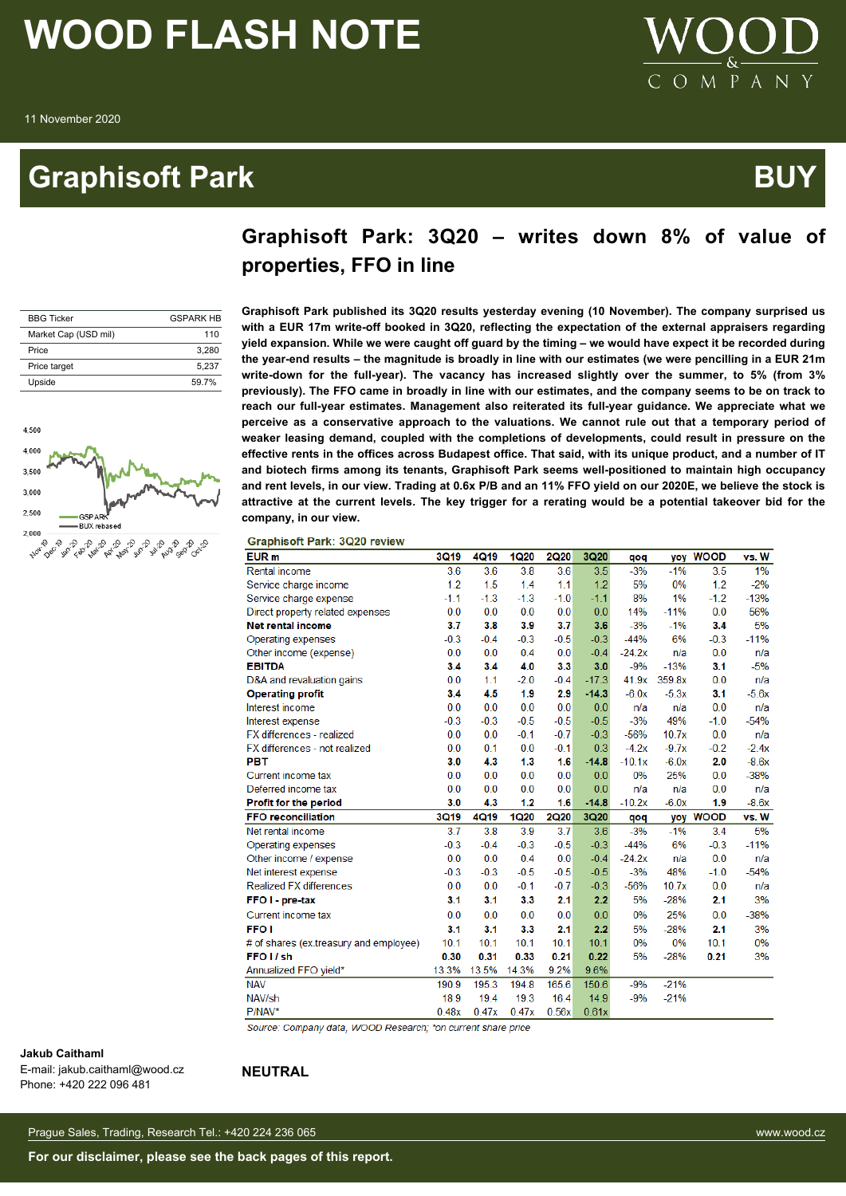# WOOD FLASH NOTE

11 November 2020

# Graphisoft Park — BUY

## Graphisoft Park: 3Q20 – writes down 8% of value of properties, FFO in line

| BBG Ticker | GSPARK HB |
|---|---|
| Market Cap (USD mil) | 110 |
| Price | 3,280 |
| Price target | 5,237 |
| Upside | 59.7% |

**Graphisoft Park published its 3Q20 results yesterday evening (10 November). The company surprised us with a EUR 17m write-off booked in 3Q20, reflecting the expectation of the external appraisers regarding yield expansion. While we were caught off guard by the timing – we would have expect it be recorded during the year-end results – the magnitude is broadly in line with our estimates (we were pencilling in a EUR 21m write-down for the full-year). The vacancy has increased slightly over the summer, to 5% (from 3% previously). The FFO came in broadly in line with our estimates, and the company seems to be on track to reach our full-year estimates. Management also reiterated its full-year guidance. We appreciate what we perceive as a conservative approach to the valuations. We cannot rule out that a temporary period of weaker leasing demand, coupled with the completions of developments, could result in pressure on the effective rents in the offices across Budapest office. That said, with its unique product, and a number of IT and biotech firms among its tenants, Graphisoft Park seems well-positioned to maintain high occupancy and rent levels, in our view. Trading at 0.6x P/B and an 11% FFO yield on our 2020E, we believe the stock is attractive at the current levels. The key trigger for a rerating would be a potential takeover bid for the company, in our view.**

**Graphisoft Park: 3Q20 review**

| EUR m | 3Q19 | 4Q19 | 1Q20 | 2Q20 | 3Q20 | qoq | yoy | WOOD | vs. W |
|---|---|---|---|---|---|---|---|---|---|
| Rental income | 3.6 | 3.6 | 3.8 | 3.6 | 3.5 | -3% | -1% | 3.5 | 1% |
| Service charge income | 1.2 | 1.5 | 1.4 | 1.1 | 1.2 | 5% | 0% | 1.2 | -2% |
| Service charge expense | -1.1 | -1.3 | -1.3 | -1.0 | -1.1 | 8% | 1% | -1.2 | -13% |
| Direct property related expenses | 0.0 | 0.0 | 0.0 | 0.0 | 0.0 | 14% | -11% | 0.0 | 56% |
| **Net rental income** | **3.7** | **3.8** | **3.9** | **3.7** | **3.6** | -3% | -1% | **3.4** | 5% |
| Operating expenses | -0.3 | -0.4 | -0.3 | -0.5 | -0.3 | -44% | 6% | -0.3 | -11% |
| Other income (expense) | 0.0 | 0.0 | 0.4 | 0.0 | -0.4 | -24.2x | n/a | 0.0 | n/a |
| **EBITDA** | **3.4** | **3.4** | **4.0** | **3.3** | **3.0** | -9% | -13% | **3.1** | -5% |
| D&A and revaluation gains | 0.0 | 1.1 | -2.0 | -0.4 | -17.3 | 41.9x | 359.8x | 0.0 | n/a |
| **Operating profit** | **3.4** | **4.5** | **1.9** | **2.9** | **-14.3** | -6.0x | -5.3x | **3.1** | -5.6x |
| Interest income | 0.0 | 0.0 | 0.0 | 0.0 | 0.0 | n/a | n/a | 0.0 | n/a |
| Interest expense | -0.3 | -0.3 | -0.5 | -0.5 | -0.5 | -3% | 49% | -1.0 | -54% |
| FX differences - realized | 0.0 | 0.0 | -0.1 | -0.7 | -0.3 | -56% | 10.7x | 0.0 | n/a |
| FX differences - not realized | 0.0 | 0.1 | 0.0 | -0.1 | 0.3 | -4.2x | -9.7x | -0.2 | -2.4x |
| **PBT** | **3.0** | **4.3** | **1.3** | **1.6** | **-14.8** | -10.1x | -6.0x | **2.0** | -8.6x |
| Current income tax | 0.0 | 0.0 | 0.0 | 0.0 | 0.0 | 0% | 25% | 0.0 | -38% |
| Deferred income tax | 0.0 | 0.0 | 0.0 | 0.0 | 0.0 | n/a | n/a | 0.0 | n/a |
| **Profit for the period** | **3.0** | **4.3** | **1.2** | **1.6** | **-14.8** | -10.2x | -6.0x | **1.9** | -8.6x |
| **FFO reconciliation** | **3Q19** | **4Q19** | **1Q20** | **2Q20** | **3Q20** | **qoq** | **yoy** | **WOOD** | **vs. W** |
| Net rental income | 3.7 | 3.8 | 3.9 | 3.7 | 3.6 | -3% | -1% | 3.4 | 5% |
| Operating expenses | -0.3 | -0.4 | -0.3 | -0.5 | -0.3 | -44% | 6% | -0.3 | -11% |
| Other income / expense | 0.0 | 0.0 | 0.4 | 0.0 | -0.4 | -24.2x | n/a | 0.0 | n/a |
| Net interest expense | -0.3 | -0.3 | -0.5 | -0.5 | -0.5 | -3% | 48% | -1.0 | -54% |
| Realized FX differences | 0.0 | 0.0 | -0.1 | -0.7 | -0.3 | -56% | 10.7x | 0.0 | n/a |
| **FFO I - pre-tax** | **3.1** | **3.1** | **3.3** | **2.1** | **2.2** | 5% | -28% | **2.1** | 3% |
| Current income tax | 0.0 | 0.0 | 0.0 | 0.0 | 0.0 | 0% | 25% | 0.0 | -38% |
| **FFO I** | **3.1** | **3.1** | **3.3** | **2.1** | **2.2** | 5% | -28% | **2.1** | 3% |
| # of shares (ex.treasury and employee) | 10.1 | 10.1 | 10.1 | 10.1 | 10.1 | 0% | 0% | 10.1 | 0% |
| **FFO I / sh** | **0.30** | **0.31** | **0.33** | **0.21** | **0.22** | 5% | -28% | **0.21** | 3% |
| Annualized FFO yield* | 13.3% | 13.5% | 14.3% | 9.2% | 9.6% | | | | |
| NAV | 190.9 | 195.3 | 194.8 | 165.6 | 150.6 | -9% | -21% | | |
| NAV/sh | 18.9 | 19.4 | 19.3 | 16.4 | 14.9 | -9% | -21% | | |
| P/NAV* | 0.48x | 0.47x | 0.47x | 0.56x | 0.61x | | | | |

*Source: Company data, WOOD Research; \*on current share price*

**NEUTRAL**

**Jakub Caithaml**
E-mail: jakub.caithaml@wood.cz
Phone: +420 222 096 481

Prague Sales, Trading, Research Tel.: +420 224 236 065 — www.wood.cz

**For our disclaimer, please see the back pages of this report.**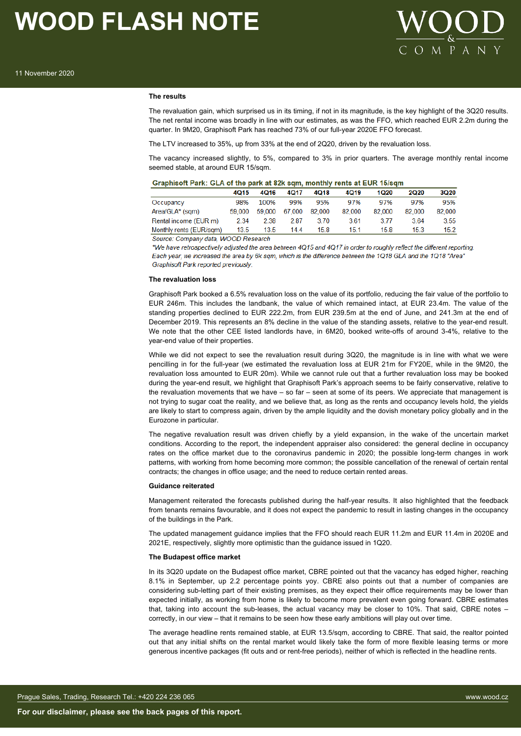**The results**

The revaluation gain, which surprised us in its timing, if not in its magnitude, is the key highlight of the 3Q20 results. The net rental income was broadly in line with our estimates, as was the FFO, which reached EUR 2.2m during the quarter. In 9M20, Graphisoft Park has reached 73% of our full-year 2020E FFO forecast.

The LTV increased to 35%, up from 33% at the end of 2Q20, driven by the revaluation loss.

The vacancy increased slightly, to 5%, compared to 3% in prior quarters. The average monthly rental income seemed stable, at around EUR 15/sqm.

**Graphisoft Park: GLA of the park at 82k sqm, monthly rents at EUR 15/sqm**

| | 4Q15 | 4Q16 | 4Q17 | 4Q18 | 4Q19 | 1Q20 | 2Q20 | 3Q20 |
|---|---|---|---|---|---|---|---|---|
| Occupancy | 98% | 100% | 99% | 95% | 97% | 97% | 97% | 95% |
| Area/GLA* (sqm) | 59,000 | 59,000 | 67,000 | 82,000 | 82,000 | 82,000 | 82,000 | 82,000 |
| Rental income (EUR m) | 2.34 | 2.38 | 2.87 | 3.70 | 3.61 | 3.77 | 3.64 | 3.55 |
| Monthly rents (EUR/sqm) | 13.5 | 13.5 | 14.4 | 15.8 | 15.1 | 15.8 | 15.3 | 15.2 |

*Source: Company data, WOOD Research*

*\*We have retrospectively adjusted the area between 4Q15 and 4Q17 in order to roughly reflect the different reporting. Each year, we increased the area by 6k sqm, which is the difference between the 1Q18 GLA and the 1Q18 "Area" Graphisoft Park reported previously.*

**The revaluation loss**

Graphisoft Park booked a 6.5% revaluation loss on the value of its portfolio, reducing the fair value of the portfolio to EUR 246m. This includes the landbank, the value of which remained intact, at EUR 23.4m. The value of the standing properties declined to EUR 222.2m, from EUR 239.5m at the end of June, and 241.3m at the end of December 2019. This represents an 8% decline in the value of the standing assets, relative to the year-end result. We note that the other CEE listed landlords have, in 6M20, booked write-offs of around 3-4%, relative to the year-end value of their properties.

While we did not expect to see the revaluation result during 3Q20, the magnitude is in line with what we were pencilling in for the full-year (we estimated the revaluation loss at EUR 21m for FY20E, while in the 9M20, the revaluation loss amounted to EUR 20m). While we cannot rule out that a further revaluation loss may be booked during the year-end result, we highlight that Graphisoft Park's approach seems to be fairly conservative, relative to the revaluation movements that we have – so far – seen at some of its peers. We appreciate that management is not trying to sugar coat the reality, and we believe that, as long as the rents and occupancy levels hold, the yields are likely to start to compress again, driven by the ample liquidity and the dovish monetary policy globally and in the Eurozone in particular.

The negative revaluation result was driven chiefly by a yield expansion, in the wake of the uncertain market conditions. According to the report, the independent appraiser also considered: the general decline in occupancy rates on the office market due to the coronavirus pandemic in 2020; the possible long-term changes in work patterns, with working from home becoming more common; the possible cancellation of the renewal of certain rental contracts; the changes in office usage; and the need to reduce certain rented areas.

**Guidance reiterated**

Management reiterated the forecasts published during the half-year results. It also highlighted that the feedback from tenants remains favourable, and it does not expect the pandemic to result in lasting changes in the occupancy of the buildings in the Park.

The updated management guidance implies that the FFO should reach EUR 11.2m and EUR 11.4m in 2020E and 2021E, respectively, slightly more optimistic than the guidance issued in 1Q20.

**The Budapest office market**

In its 3Q20 update on the Budapest office market, CBRE pointed out that the vacancy has edged higher, reaching 8.1% in September, up 2.2 percentage points yoy. CBRE also points out that a number of companies are considering sub-letting part of their existing premises, as they expect their office requirements may be lower than expected initially, as working from home is likely to become more prevalent even going forward. CBRE estimates that, taking into account the sub-leases, the actual vacancy may be closer to 10%. That said, CBRE notes – correctly, in our view – that it remains to be seen how these early ambitions will play out over time.

The average headline rents remained stable, at EUR 13.5/sqm, according to CBRE. That said, the realtor pointed out that any initial shifts on the rental market would likely take the form of more flexible leasing terms or more generous incentive packages (fit outs and or rent-free periods), neither of which is reflected in the headline rents.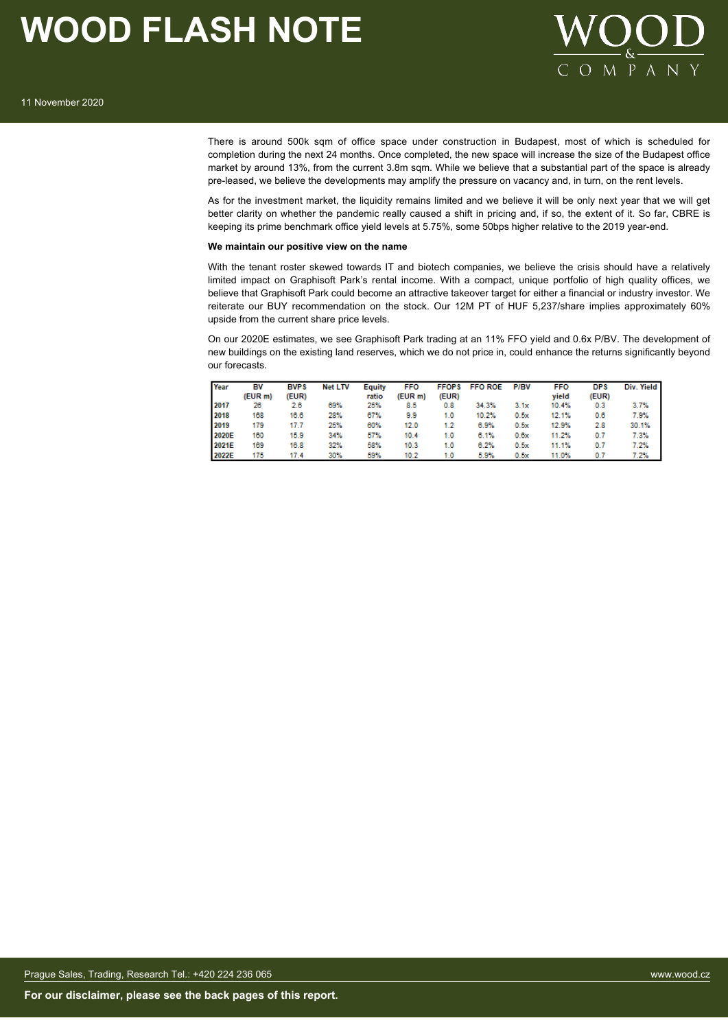There is around 500k sqm of office space under construction in Budapest, most of which is scheduled for completion during the next 24 months. Once completed, the new space will increase the size of the Budapest office market by around 13%, from the current 3.8m sqm. While we believe that a substantial part of the space is already pre-leased, we believe the developments may amplify the pressure on vacancy and, in turn, on the rent levels.

As for the investment market, the liquidity remains limited and we believe it will be only next year that we will get better clarity on whether the pandemic really caused a shift in pricing and, if so, the extent of it. So far, CBRE is keeping its prime benchmark office yield levels at 5.75%, some 50bps higher relative to the 2019 year-end.

**We maintain our positive view on the name**

With the tenant roster skewed towards IT and biotech companies, we believe the crisis should have a relatively limited impact on Graphisoft Park's rental income. With a compact, unique portfolio of high quality offices, we believe that Graphisoft Park could become an attractive takeover target for either a financial or industry investor. We reiterate our BUY recommendation on the stock. Our 12M PT of HUF 5,237/share implies approximately 60% upside from the current share price levels.

On our 2020E estimates, we see Graphisoft Park trading at an 11% FFO yield and 0.6x P/BV. The development of new buildings on the existing land reserves, which we do not price in, could enhance the returns significantly beyond our forecasts.

| Year | BV (EUR m) | BVPS (EUR) | Net LTV | Equity ratio | FFO (EUR m) | FFOPS (EUR) | FFO ROE | P/BV | FFO yield | DPS (EUR) | Div. Yield |
|---|---|---|---|---|---|---|---|---|---|---|---|
| 2017 | 26 | 2.6 | 69% | 25% | 8.5 | 0.8 | 34.3% | 3.1x | 10.4% | 0.3 | 3.7% |
| 2018 | 168 | 16.6 | 28% | 67% | 9.9 | 1.0 | 10.2% | 0.5x | 12.1% | 0.6 | 7.9% |
| 2019 | 179 | 17.7 | 25% | 60% | 12.0 | 1.2 | 6.9% | 0.5x | 12.9% | 2.8 | 30.1% |
| 2020E | 160 | 15.9 | 34% | 57% | 10.4 | 1.0 | 6.1% | 0.6x | 11.2% | 0.7 | 7.3% |
| 2021E | 169 | 16.8 | 32% | 58% | 10.3 | 1.0 | 6.2% | 0.5x | 11.1% | 0.7 | 7.2% |
| 2022E | 175 | 17.4 | 30% | 59% | 10.2 | 1.0 | 5.9% | 0.5x | 11.0% | 0.7 | 7.2% |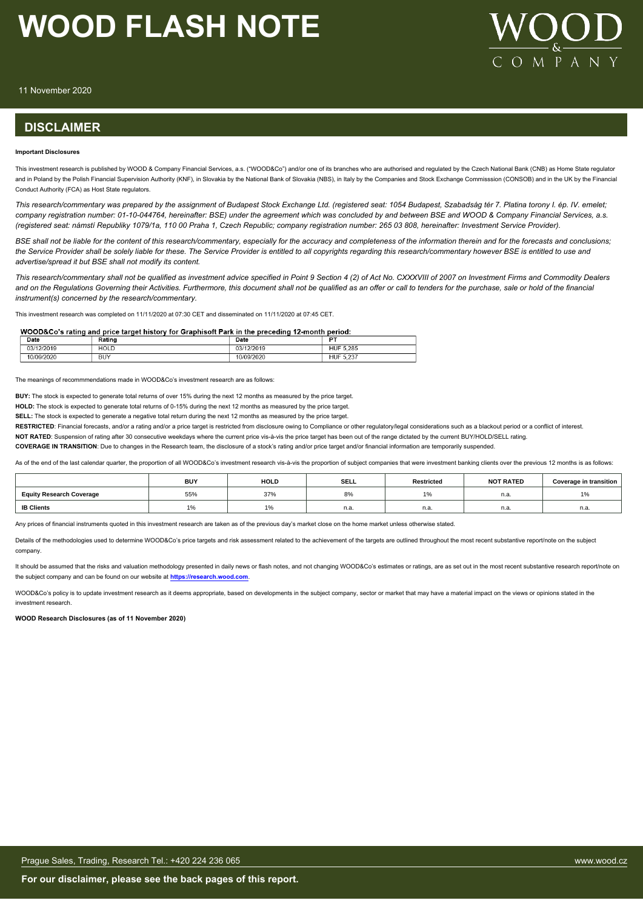# WOOD FLASH NOTE

11 November 2020

## DISCLAIMER

**Important Disclosures**

This investment research is published by WOOD & Company Financial Services, a.s. ("WOOD&Co") and/or one of its branches who are authorised and regulated by the Czech National Bank (CNB) as Home State regulator and in Poland by the Polish Financial Supervision Authority (KNF), in Slovakia by the National Bank of Slovakia (NBS), in Italy by the Companies and Stock Exchange Commisssion (CONSOB) and in the UK by the Financial Conduct Authority (FCA) as Host State regulators.

*This research/commentary was prepared by the assignment of Budapest Stock Exchange Ltd. (registered seat: 1054 Budapest, Szabadság tér 7. Platina torony I. ép. IV. emelet; company registration number: 01-10-044764, hereinafter: BSE) under the agreement which was concluded by and between BSE and WOOD & Company Financial Services, a.s. (registered seat: námstí Republiky 1079/1a, 110 00 Praha 1, Czech Republic; company registration number: 265 03 808, hereinafter: Investment Service Provider).*

*BSE shall not be liable for the content of this research/commentary, especially for the accuracy and completeness of the information therein and for the forecasts and conclusions; the Service Provider shall be solely liable for these. The Service Provider is entitled to all copyrights regarding this research/commentary however BSE is entitled to use and advertise/spread it but BSE shall not modify its content.*

*This research/commentary shall not be qualified as investment advice specified in Point 9 Section 4 (2) of Act No. CXXXVIII of 2007 on Investment Firms and Commodity Dealers and on the Regulations Governing their Activities. Furthermore, this document shall not be qualified as an offer or call to tenders for the purchase, sale or hold of the financial instrument(s) concerned by the research/commentary.*

This investment research was completed on 11/11/2020 at 07:30 CET and disseminated on 11/11/2020 at 07:45 CET.

**WOOD&Co's rating and price target history for Graphisoft Park in the preceding 12-month period:**

| Date | Rating | Date | PT |
|---|---|---|---|
| 03/12/2019 | HOLD | 03/12/2019 | HUF 5,285 |
| 10/09/2020 | BUY | 10/09/2020 | HUF 5,237 |

The meanings of recommmendations made in WOOD&Co's investment research are as follows:

**BUY:** The stock is expected to generate total returns of over 15% during the next 12 months as measured by the price target.

**HOLD:** The stock is expected to generate total returns of 0-15% during the next 12 months as measured by the price target.

**SELL:** The stock is expected to generate a negative total return during the next 12 months as measured by the price target.

**RESTRICTED**: Financial forecasts, and/or a rating and/or a price target is restricted from disclosure owing to Compliance or other regulatory/legal considerations such as a blackout period or a conflict of interest.

**NOT RATED**: Suspension of rating after 30 consecutive weekdays where the current price vis-à-vis the price target has been out of the range dictated by the current BUY/HOLD/SELL rating.

**COVERAGE IN TRANSITION**: Due to changes in the Research team, the disclosure of a stock's rating and/or price target and/or financial information are temporarily suspended.

As of the end of the last calendar quarter, the proportion of all WOOD&Co's investment research vis-à-vis the proportion of subject companies that were investment banking clients over the previous 12 months is as follows:

| | BUY | HOLD | SELL | Restricted | NOT RATED | Coverage in transition |
|---|---|---|---|---|---|---|
| **Equity Research Coverage** | 55% | 37% | 8% | 1% | n.a. | 1% |
| **IB Clients** | 1% | 1% | n.a. | n.a. | n.a. | n.a. |

Any prices of financial instruments quoted in this investment research are taken as of the previous day's market close on the home market unless otherwise stated.

Details of the methodologies used to determine WOOD&Co's price targets and risk assessment related to the achievement of the targets are outlined throughout the most recent substantive report/note on the subject company.

It should be assumed that the risks and valuation methodology presented in daily news or flash notes, and not changing WOOD&Co's estimates or ratings, are as set out in the most recent substantive research report/note on the subject company and can be found on our website at **https://research.wood.com**.

WOOD&Co's policy is to update investment research as it deems appropriate, based on developments in the subject company, sector or market that may have a material impact on the views or opinions stated in the investment research.

**WOOD Research Disclosures (as of 11 November 2020)**

Prague Sales, Trading, Research Tel.: +420 224 236 065 www.wood.cz

**For our disclaimer, please see the back pages of this report.**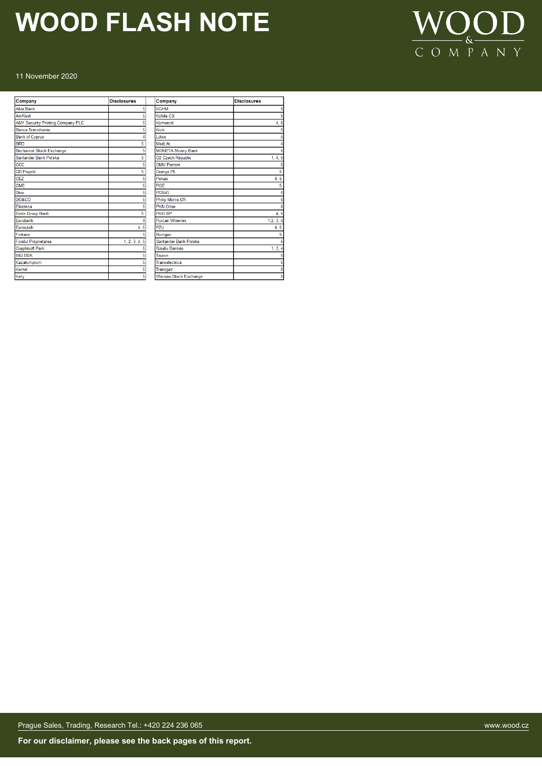| Company | Disclosures |
|---|---|
| Alior Bank | 5 |
| AmRest | 5 |
| ANY Security Printing Company PLC | 5 |
| Banca Transilvania | 5 |
| Bank of Cyprus | 4 |
| BRD | 5 |
| Bucharest Stock Exchange | 5 |
| Santander Bank Polska | 5 |
| CCC | 5 |
| CD Projekt | 5 |
| CEZ | 5 |
| CME | 5 |
| Dino | 5 |
| DO&CO | 5 |
| Electrica | 5 |
| Erste Group Bank | 5 |
| Eurobank | 4 |
| Eurocash | 4, 5 |
| Fortuna | 5 |
| Fondul Proprietatea | 1, 2, 3, 4, 5 |
| Graphisoft Park | 5 |
| ING BSK | 5 |
| Kazatomprom | 5 |
| Kernel | 5 |
| Kety | 5 |

| Company | Disclosures |
|---|---|
| KGHM | 5 |
| Kofola CS | 5 |
| Komercni | 4, 5 |
| Kruk | 5 |
| Lotos | 5 |
| MedLife | 4 |
| MONETA Money Bank | 5 |
| O2 Czech Republic | 1, 4, 5 |
| OMV Petrom | 5 |
| Orange PL | 5 |
| Pekao | 4, 5 |
| PGE | 5 |
| PGNiG | 5 |
| Philip Morris CR | 5 |
| PKN Orlen | 5 |
| PKO BP | 4, 5 |
| Purcari Wineries | 1,2, 3, 4 |
| PZU | 4, 5 |
| Romgaz | 5 |
| Santander Bank Polska | 5 |
| Siauliu Bankas | 1, 2, 4 |
| Tauron | 5 |
| Transelectrica | 5 |
| Transgaz | 5 |
| Warsaw Stock Exchange | 5 |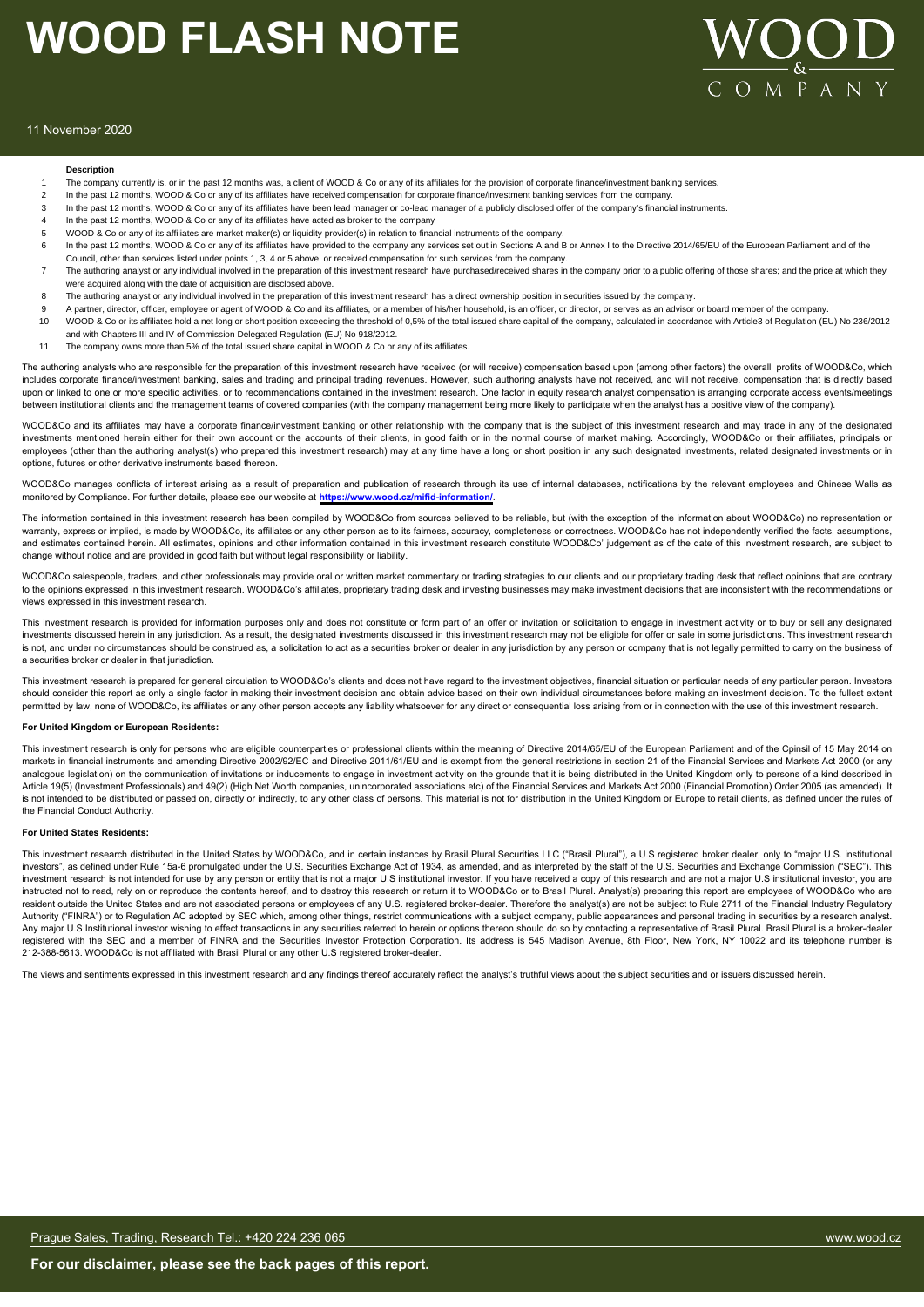| | Description |
|---|---|
| 1 | The company currently is, or in the past 12 months was, a client of WOOD & Co or any of its affiliates for the provision of corporate finance/investment banking services. |
| 2 | In the past 12 months, WOOD & Co or any of its affiliates have received compensation for corporate finance/investment banking services from the company. |
| 3 | In the past 12 months, WOOD & Co or any of its affiliates have been lead manager or co-lead manager of a publicly disclosed offer of the company's financial instruments. |
| 4 | In the past 12 months, WOOD & Co or any of its affiliates have acted as broker to the company |
| 5 | WOOD & Co or any of its affiliates are market maker(s) or liquidity provider(s) in relation to financial instruments of the company. |
| 6 | In the past 12 months, WOOD & Co or any of its affiliates have provided to the company any services set out in Sections A and B or Annex I to the Directive 2014/65/EU of the European Parliament and of the Council, other than services listed under points 1, 3, 4 or 5 above, or received compensation for such services from the company. |
| 7 | The authoring analyst or any individual involved in the preparation of this investment research have purchased/received shares in the company prior to a public offering of those shares; and the price at which they were acquired along with the date of acquisition are disclosed above. |
| 8 | The authoring analyst or any individual involved in the preparation of this investment research has a direct ownership position in securities issued by the company. |
| 9 | A partner, director, officer, employee or agent of WOOD & Co and its affiliates, or a member of his/her household, is an officer, or director, or serves as an advisor or board member of the company. |
| 10 | WOOD & Co or its affiliates hold a net long or short position exceeding the threshold of 0,5% of the total issued share capital of the company, calculated in accordance with Article3 of Regulation (EU) No 236/2012 and with Chapters III and IV of Commission Delegated Regulation (EU) No 918/2012. |
| 11 | The company owns more than 5% of the total issued share capital in WOOD & Co or any of its affiliates. |

The authoring analysts who are responsible for the preparation of this investment research have received (or will receive) compensation based upon (among other factors) the overall profits of WOOD&Co, which includes corporate finance/investment banking, sales and trading and principal trading revenues. However, such authoring analysts have not received, and will not receive, compensation that is directly based upon or linked to one or more specific activities, or to recommendations contained in the investment research. One factor in equity research analyst compensation is arranging corporate access events/meetings between institutional clients and the management teams of covered companies (with the company management being more likely to participate when the analyst has a positive view of the company).

WOOD&Co and its affiliates may have a corporate finance/investment banking or other relationship with the company that is the subject of this investment research and may trade in any of the designated investments mentioned herein either for their own account or the accounts of their clients, in good faith or in the normal course of market making. Accordingly, WOOD&Co or their affiliates, principals or employees (other than the authoring analyst(s) who prepared this investment research) may at any time have a long or short position in any such designated investments, related designated investments or in options, futures or other derivative instruments based thereon.

WOOD&Co manages conflicts of interest arising as a result of preparation and publication of research through its use of internal databases, notifications by the relevant employees and Chinese Walls as monitored by Compliance. For further details, please see our website at **https://www.wood.cz/mifid-information/**.

The information contained in this investment research has been compiled by WOOD&Co from sources believed to be reliable, but (with the exception of the information about WOOD&Co) no representation or warranty, express or implied, is made by WOOD&Co, its affiliates or any other person as to its fairness, accuracy, completeness or correctness. WOOD&Co has not independently verified the facts, assumptions, and estimates contained herein. All estimates, opinions and other information contained in this investment research constitute WOOD&Co' judgement as of the date of this investment research, are subject to change without notice and are provided in good faith but without legal responsibility or liability.

WOOD&Co salespeople, traders, and other professionals may provide oral or written market commentary or trading strategies to our clients and our proprietary trading desk that reflect opinions that are contrary to the opinions expressed in this investment research. WOOD&Co's affiliates, proprietary trading desk and investing businesses may make investment decisions that are inconsistent with the recommendations or views expressed in this investment research.

This investment research is provided for information purposes only and does not constitute or form part of an offer or invitation or solicitation to engage in investment activity or to buy or sell any designated investments discussed herein in any jurisdiction. As a result, the designated investments discussed in this investment research may not be eligible for offer or sale in some jurisdictions. This investment research is not, and under no circumstances should be construed as, a solicitation to act as a securities broker or dealer in any jurisdiction by any person or company that is not legally permitted to carry on the business of a securities broker or dealer in that jurisdiction.

This investment research is prepared for general circulation to WOOD&Co's clients and does not have regard to the investment objectives, financial situation or particular needs of any particular person. Investors should consider this report as only a single factor in making their investment decision and obtain advice based on their own individual circumstances before making an investment decision. To the fullest extent permitted by law, none of WOOD&Co, its affiliates or any other person accepts any liability whatsoever for any direct or consequential loss arising from or in connection with the use of this investment research.

#### For United Kingdom or European Residents:

This investment research is only for persons who are eligible counterparties or professional clients within the meaning of Directive 2014/65/EU of the European Parliament and of the Cpinsil of 15 May 2014 on markets in financial instruments and amending Directive 2002/92/EC and Directive 2011/61/EU and is exempt from the general restrictions in section 21 of the Financial Services and Markets Act 2000 (or any analogous legislation) on the communication of invitations or inducements to engage in investment activity on the grounds that it is being distributed in the United Kingdom only to persons of a kind described in Article 19(5) (Investment Professionals) and 49(2) (High Net Worth companies, unincorporated associations etc) of the Financial Services and Markets Act 2000 (Financial Promotion) Order 2005 (as amended). It is not intended to be distributed or passed on, directly or indirectly, to any other class of persons. This material is not for distribution in the United Kingdom or Europe to retail clients, as defined under the rules of the Financial Conduct Authority.

#### For United States Residents:

This investment research distributed in the United States by WOOD&Co, and in certain instances by Brasil Plural Securities LLC ("Brasil Plural"), a U.S registered broker dealer, only to "major U.S. institutional investors", as defined under Rule 15a-6 promulgated under the U.S. Securities Exchange Act of 1934, as amended, and as interpreted by the staff of the U.S. Securities and Exchange Commission ("SEC"). This investment research is not intended for use by any person or entity that is not a major U.S institutional investor. If you have received a copy of this research and are not a major U.S institutional investor, you are instructed not to read, rely on or reproduce the contents hereof, and to destroy this research or return it to WOOD&Co or to Brasil Plural. Analyst(s) preparing this report are employees of WOOD&Co who are resident outside the United States and are not associated persons or employees of any U.S. registered broker-dealer. Therefore the analyst(s) are not be subject to Rule 2711 of the Financial Industry Regulatory Authority ("FINRA") or to Regulation AC adopted by SEC which, among other things, restrict communications with a subject company, public appearances and personal trading in securities by a research analyst. Any major U.S Institutional investor wishing to effect transactions in any securities referred to herein or options thereon should do so by contacting a representative of Brasil Plural. Brasil Plural is a broker-dealer registered with the SEC and a member of FINRA and the Securities Investor Protection Corporation. Its address is 545 Madison Avenue, 8th Floor, New York, NY 10022 and its telephone number is 212-388-5613. WOOD&Co is not affiliated with Brasil Plural or any other U.S registered broker-dealer.

The views and sentiments expressed in this investment research and any findings thereof accurately reflect the analyst's truthful views about the subject securities and or issuers discussed herein.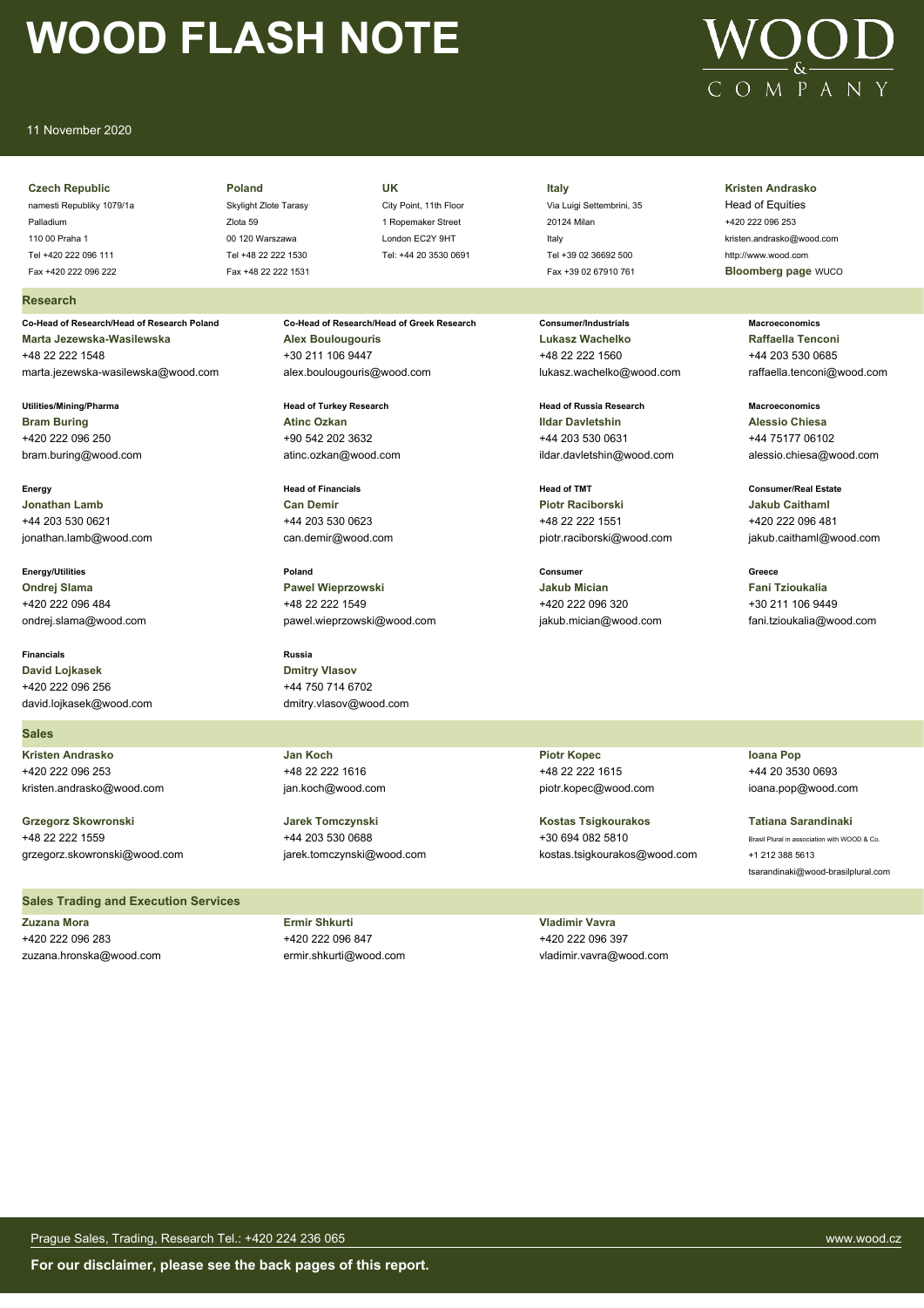# WOOD FLASH NOTE

11 November 2020

**Czech Republic**
namesti Republiky 1079/1a
Palladium
110 00 Praha 1
Tel +420 222 096 111
Fax +420 222 096 222

**Poland**
Skylight Zlote Tarasy
Zlota 59
00 120 Warszawa
Tel +48 22 222 1530
Fax +48 22 222 1531

**UK**
City Point, 11th Floor
1 Ropemaker Street
London EC2Y 9HT
Tel: +44 20 3530 0691

**Italy**
Via Luigi Settembrini, 35
20124 Milan
Italy
Tel +39 02 36692 500
Fax +39 02 67910 761

**Kristen Andrasko**
Head of Equities
+420 222 096 253
kristen.andrasko@wood.com
http://www.wood.com
**Bloomberg page** WUCO

## Research

**Co-Head of Research/Head of Research Poland**
**Marta Jezewska-Wasilewska**
+48 22 222 1548
marta.jezewska-wasilewska@wood.com

**Co-Head of Research/Head of Greek Research**
**Alex Boulougouris**
+30 211 106 9447
alex.boulougouris@wood.com

**Consumer/Industrials**
**Lukasz Wachelko**
+48 22 222 1560
lukasz.wachelko@wood.com

**Macroeconomics**
**Raffaella Tenconi**
+44 203 530 0685
raffaella.tenconi@wood.com

**Utilities/Mining/Pharma**
**Bram Buring**
+420 222 096 250
bram.buring@wood.com

**Head of Turkey Research**
**Atinc Ozkan**
+90 542 202 3632
atinc.ozkan@wood.com

**Head of Russia Research**
**Ildar Davletshin**
+44 203 530 0631
ildar.davletshin@wood.com

**Macroeconomics**
**Alessio Chiesa**
+44 75177 06102
alessio.chiesa@wood.com

**Energy**
**Jonathan Lamb**
+44 203 530 0621
jonathan.lamb@wood.com

**Head of Financials**
**Can Demir**
+44 203 530 0623
can.demir@wood.com

**Head of TMT**
**Piotr Raciborski**
+48 22 222 1551
piotr.raciborski@wood.com

**Consumer/Real Estate**
**Jakub Caithaml**
+420 222 096 481
jakub.caithaml@wood.com

**Energy/Utilities**
**Ondrej Slama**
+420 222 096 484
ondrej.slama@wood.com

**Poland**
**Pawel Wieprzowski**
+48 22 222 1549
pawel.wieprzowski@wood.com

**Consumer**
**Jakub Mician**
+420 222 096 320
jakub.mician@wood.com

**Greece**
**Fani Tzioukalia**
+30 211 106 9449
fani.tzioukalia@wood.com

**Financials**
**David Lojkasek**
+420 222 096 256
david.lojkasek@wood.com

**Russia**
**Dmitry Vlasov**
+44 750 714 6702
dmitry.vlasov@wood.com

## Sales

**Kristen Andrasko**
+420 222 096 253
kristen.andrasko@wood.com

**Jan Koch**
+48 22 222 1616
jan.koch@wood.com

**Piotr Kopec**
+48 22 222 1615
piotr.kopec@wood.com

**Ioana Pop**
+44 20 3530 0693
ioana.pop@wood.com

**Grzegorz Skowronski**
+48 22 222 1559
grzegorz.skowronski@wood.com

**Jarek Tomczynski**
+44 203 530 0688
jarek.tomczynski@wood.com

**Kostas Tsigkourakos**
+30 694 082 5810
kostas.tsigkourakos@wood.com

**Tatiana Sarandinaki**
Brasil Plural in association with WOOD & Co.
+1 212 388 5613
tsarandinaki@wood-brasilplural.com

## Sales Trading and Execution Services

**Zuzana Mora**
+420 222 096 283
zuzana.hronska@wood.com

**Ermir Shkurti**
+420 222 096 847
ermir.shkurti@wood.com

**Vladimir Vavra**
+420 222 096 397
vladimir.vavra@wood.com

Prague Sales, Trading, Research Tel.: +420 224 236 065 www.wood.cz

**For our disclaimer, please see the back pages of this report.**